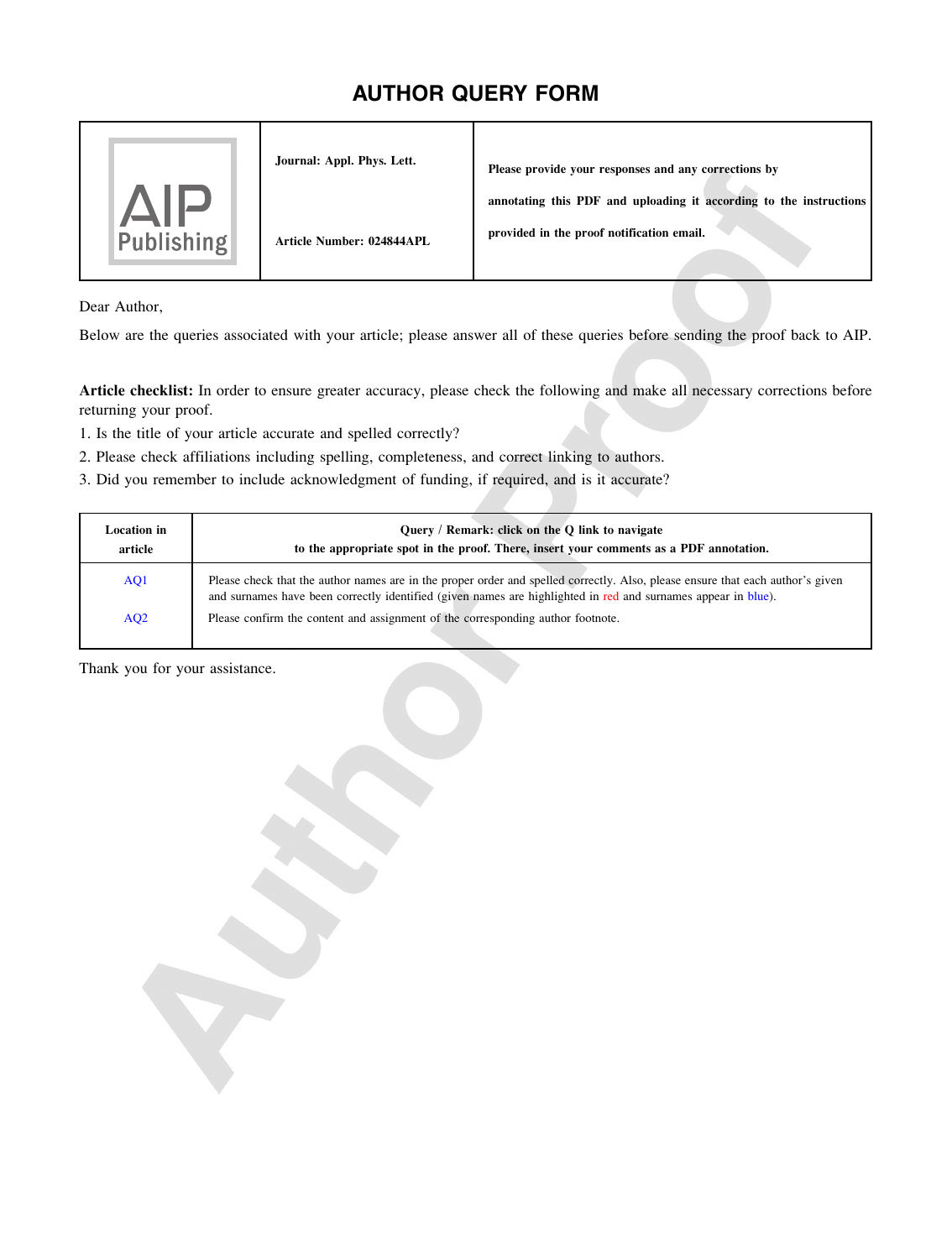# AUTHOR QUERY FORM

| AIP Publishing | Journal: Appl. Phys. Lett.<br><br>Article Number: 024844APL | Please provide your responses and any corrections by annotating this PDF and uploading it according to the instructions provided in the proof notification email. |
|---|---|---|

Dear Author,

Below are the queries associated with your article; please answer all of these queries before sending the proof back to AIP.

**Article checklist:** In order to ensure greater accuracy, please check the following and make all necessary corrections before returning your proof.

1. Is the title of your article accurate and spelled correctly?
2. Please check affiliations including spelling, completeness, and correct linking to authors.
3. Did you remember to include acknowledgment of funding, if required, and is it accurate?

| Location in article | Query / Remark: click on the Q link to navigate to the appropriate spot in the proof. There, insert your comments as a PDF annotation. |
|---|---|
| AQ1 | Please check that the author names are in the proper order and spelled correctly. Also, please ensure that each author's given and surnames have been correctly identified (given names are highlighted in red and surnames appear in blue). |
| AQ2 | Please confirm the content and assignment of the corresponding author footnote. |

Thank you for your assistance.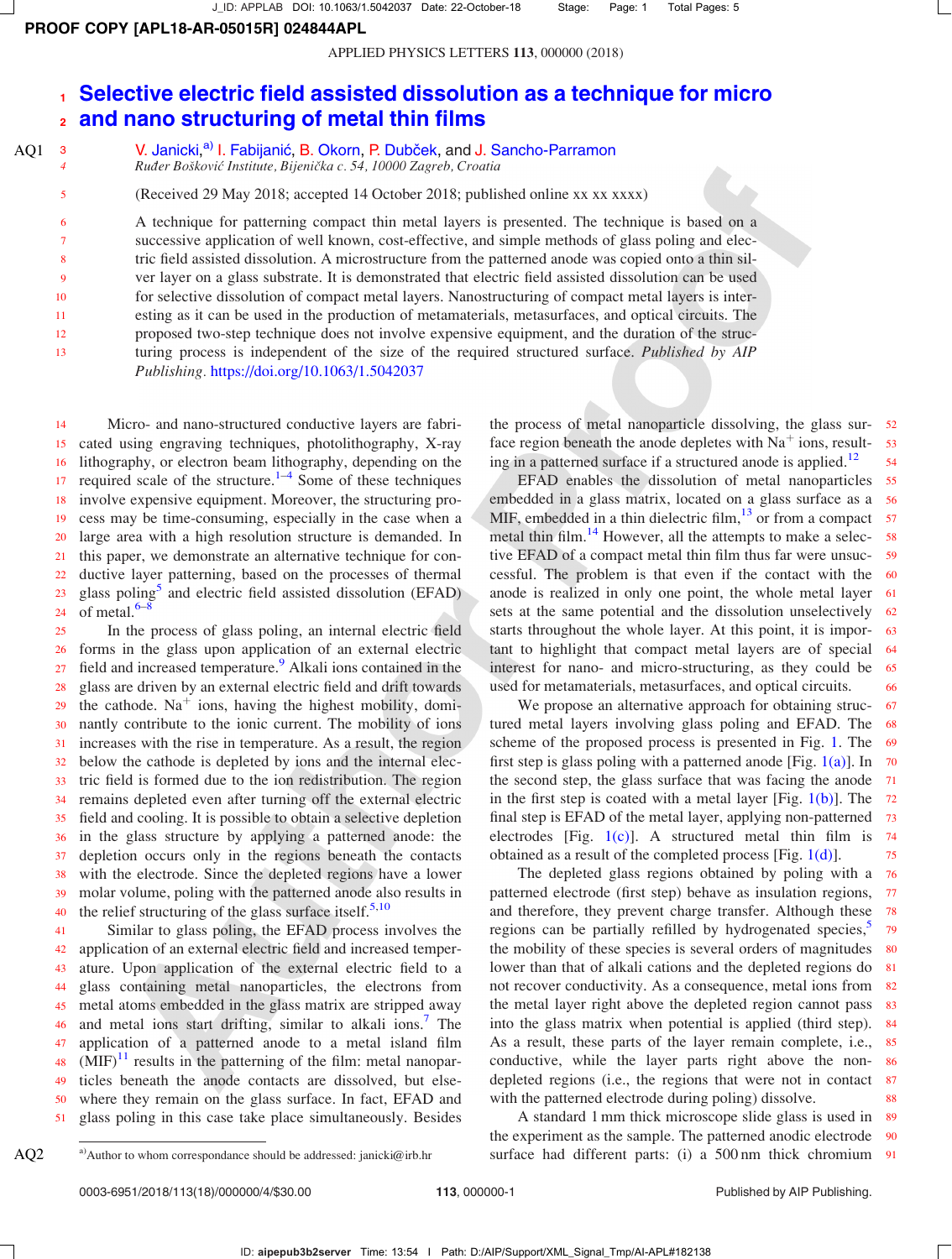# Selective electric field assisted dissolution as a technique for micro and nano structuring of metal thin films

V. Janicki,[a] I. Fabijanić, B. Okorn, P. Dubček, and J. Sancho-Parramon

*Ruđer Bošković Institute, Bijenička c. 54, 10000 Zagreb, Croatia*

(Received 29 May 2018; accepted 14 October 2018; published online xx xx xxxx)

A technique for patterning compact thin metal layers is presented. The technique is based on a successive application of well known, cost-effective, and simple methods of glass poling and electric field assisted dissolution. A microstructure from the patterned anode was copied onto a thin silver layer on a glass substrate. It is demonstrated that electric field assisted dissolution can be used for selective dissolution of compact metal layers. Nanostructuring of compact metal layers is interesting as it can be used in the production of metamaterials, metasurfaces, and optical circuits. The proposed two-step technique does not involve expensive equipment, and the duration of the structuring process is independent of the size of the required structured surface. *Published by AIP Publishing.* https://doi.org/10.1063/1.5042037

Micro- and nano-structured conductive layers are fabricated using engraving techniques, photolithography, X-ray lithography, or electron beam lithography, depending on the required scale of the structure.[1–4] Some of these techniques involve expensive equipment. Moreover, the structuring process may be time-consuming, especially in the case when a large area with a high resolution structure is demanded. In this paper, we demonstrate an alternative technique for conductive layer patterning, based on the processes of thermal glass poling[5] and electric field assisted dissolution (EFAD) of metal.[6–8]

In the process of glass poling, an internal electric field forms in the glass upon application of an external electric field and increased temperature.[9] Alkali ions contained in the glass are driven by an external electric field and drift towards the cathode. $Na^+$ ions, having the highest mobility, dominantly contribute to the ionic current. The mobility of ions increases with the rise in temperature. As a result, the region below the cathode is depleted by ions and the internal electric field is formed due to the ion redistribution. The region remains depleted even after turning off the external electric field and cooling. It is possible to obtain a selective depletion in the glass structure by applying a patterned anode: the depletion occurs only in the regions beneath the contacts with the electrode. Since the depleted regions have a lower molar volume, poling with the patterned anode also results in the relief structuring of the glass surface itself.[5,10]

Similar to glass poling, the EFAD process involves the application of an external electric field and increased temperature. Upon application of the external electric field to a glass containing metal nanoparticles, the electrons from metal atoms embedded in the glass matrix are stripped away and metal ions start drifting, similar to alkali ions.[7] The application of a patterned anode to a metal island film (MIF)[11] results in the patterning of the film: metal nanoparticles beneath the anode contacts are dissolved, but elsewhere they remain on the glass surface. In fact, EFAD and glass poling in this case take place simultaneously. Besides the process of metal nanoparticle dissolving, the glass surface region beneath the anode depletes with $Na^+$ ions, resulting in a patterned surface if a structured anode is applied.[12]

EFAD enables the dissolution of metal nanoparticles embedded in a glass matrix, located on a glass surface as a MIF, embedded in a thin dielectric film,[13] or from a compact metal thin film.[14] However, all the attempts to make a selective EFAD of a compact metal thin film thus far were unsuccessful. The problem is that even if the contact with the anode is realized in only one point, the whole metal layer sets at the same potential and the dissolution unselectively starts throughout the whole layer. At this point, it is important to highlight that compact metal layers are of special interest for nano- and micro-structuring, as they could be used for metamaterials, metasurfaces, and optical circuits.

We propose an alternative approach for obtaining structured metal layers involving glass poling and EFAD. The scheme of the proposed process is presented in Fig. 1. The first step is glass poling with a patterned anode [Fig. 1(a)]. In the second step, the glass surface that was facing the anode in the first step is coated with a metal layer [Fig. 1(b)]. The final step is EFAD of the metal layer, applying non-patterned electrodes [Fig. 1(c)]. A structured metal thin film is obtained as a result of the completed process [Fig. 1(d)].

The depleted glass regions obtained by poling with a patterned electrode (first step) behave as insulation regions, and therefore, they prevent charge transfer. Although these regions can be partially refilled by hydrogenated species,[5] the mobility of these species is several orders of magnitudes lower than that of alkali cations and the depleted regions do not recover conductivity. As a consequence, metal ions from the metal layer right above the depleted region cannot pass into the glass matrix when potential is applied (third step). As a result, these parts of the layer remain complete, i.e., conductive, while the layer parts right above the non-depleted regions (i.e., the regions that were not in contact with the patterned electrode during poling) dissolve.

A standard 1 mm thick microscope slide glass is used in the experiment as the sample. The patterned anodic electrode surface had different parts: (i) a 500 nm thick chromium

[a] Author to whom correspondance should be addressed: janicki@irb.hr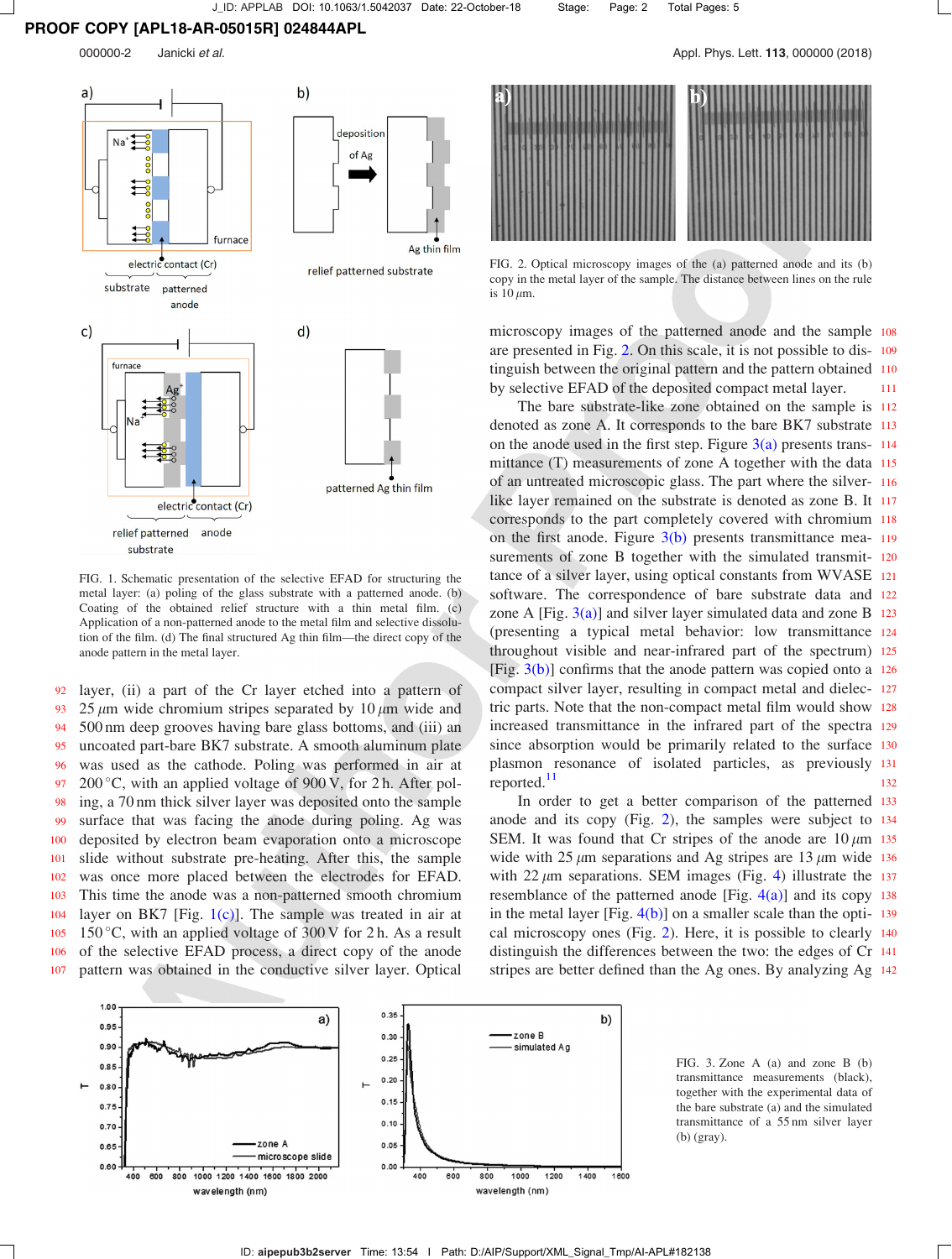FIG. 1. Schematic presentation of the selective EFAD for structuring the metal layer: (a) poling of the glass substrate with a patterned anode. (b) Coating of the obtained relief structure with a thin metal film. (c) Application of a non-patterned anode to the metal film and selective dissolution of the film. (d) The final structured Ag thin film—the direct copy of the anode pattern in the metal layer.

layer, (ii) a part of the Cr layer etched into a pattern of 25 $\mu$m wide chromium stripes separated by 10 $\mu$m wide and 500 nm deep grooves having bare glass bottoms, and (iii) an uncoated part-bare BK7 substrate. A smooth aluminum plate was used as the cathode. Poling was performed in air at 200 °C, with an applied voltage of 900 V, for 2 h. After poling, a 70 nm thick silver layer was deposited onto the sample surface that was facing the anode during poling. Ag was deposited by electron beam evaporation onto a microscope slide without substrate pre-heating. After this, the sample was once more placed between the electrodes for EFAD. This time the anode was a non-patterned smooth chromium layer on BK7 [Fig. 1(c)]. The sample was treated in air at 150 °C, with an applied voltage of 300 V for 2 h. As a result of the selective EFAD process, a direct copy of the anode pattern was obtained in the conductive silver layer. Optical

FIG. 2. Optical microscopy images of the (a) patterned anode and its (b) copy in the metal layer of the sample. The distance between lines on the rule is 10 $\mu$m.

microscopy images of the patterned anode and the sample are presented in Fig. 2. On this scale, it is not possible to distinguish between the original pattern and the pattern obtained by selective EFAD of the deposited compact metal layer.

The bare substrate-like zone obtained on the sample is denoted as zone A. It corresponds to the bare BK7 substrate on the anode used in the first step. Figure 3(a) presents transmittance (T) measurements of zone A together with the data of an untreated microscopic glass. The part where the silver-like layer remained on the substrate is denoted as zone B. It corresponds to the part completely covered with chromium on the first anode. Figure 3(b) presents transmittance measurements of zone B together with the simulated transmittance of a silver layer, using optical constants from WVASE software. The correspondence of bare substrate data and zone A [Fig. 3(a)] and silver layer simulated data and zone B (presenting a typical metal behavior: low transmittance throughout visible and near-infrared part of the spectrum) [Fig. 3(b)] confirms that the anode pattern was copied onto a compact silver layer, resulting in compact metal and dielectric parts. Note that the non-compact metal film would show increased transmittance in the infrared part of the spectra since absorption would be primarily related to the surface plasmon resonance of isolated particles, as previously reported.[11]

In order to get a better comparison of the patterned anode and its copy (Fig. 2), the samples were subject to SEM. It was found that Cr stripes of the anode are 10 $\mu$m wide with 25 $\mu$m separations and Ag stripes are 13 $\mu$m wide with 22 $\mu$m separations. SEM images (Fig. 4) illustrate the resemblance of the patterned anode [Fig. 4(a)] and its copy in the metal layer [Fig. 4(b)] on a smaller scale than the optical microscopy ones (Fig. 2). Here, it is possible to clearly distinguish the differences between the two: the edges of Cr stripes are better defined than the Ag ones. By analyzing Ag

FIG. 3. Zone A (a) and zone B (b) transmittance measurements (black), together with the experimental data of the bare substrate (a) and the simulated transmittance of a 55 nm silver layer (b) (gray).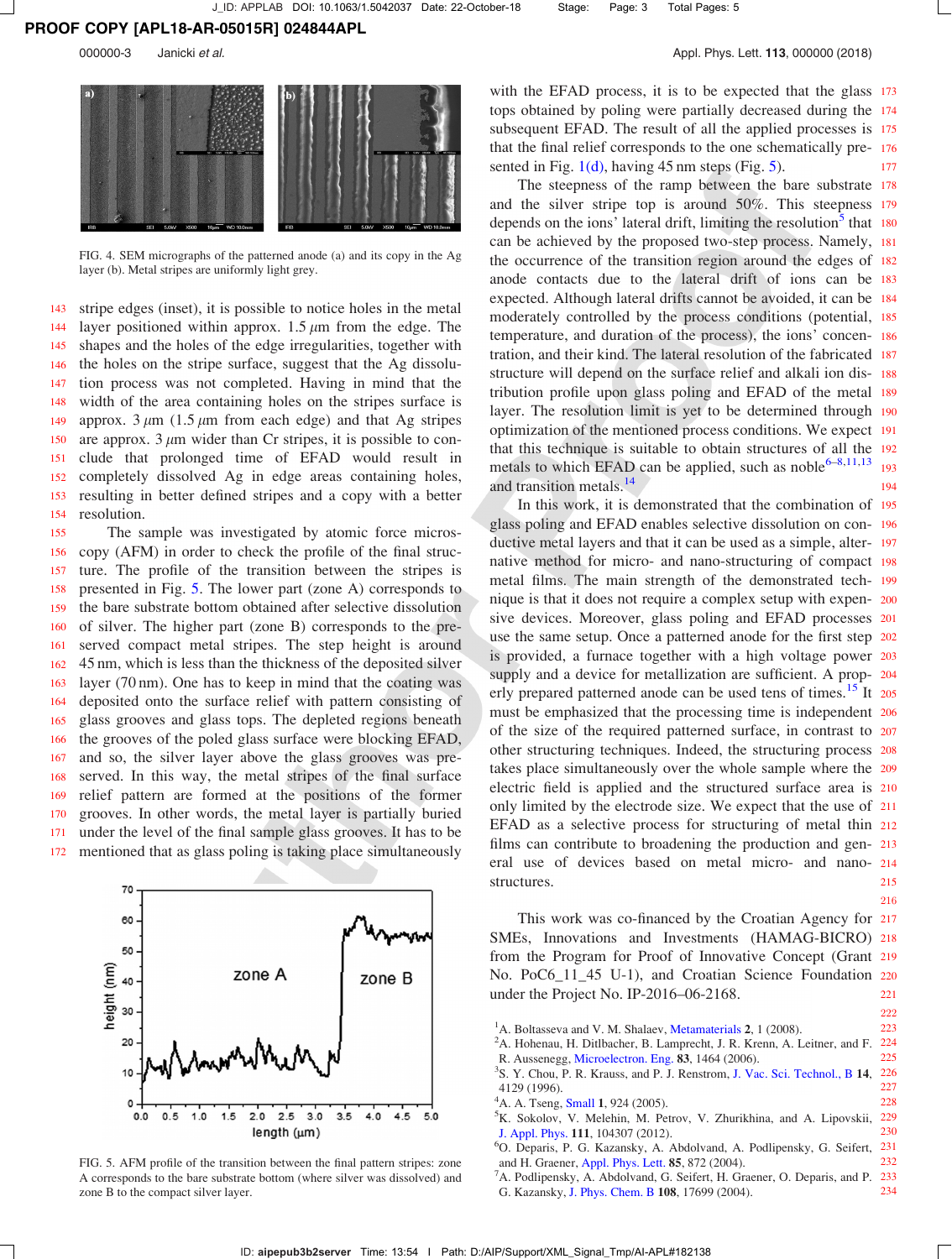FIG. 4. SEM micrographs of the patterned anode (a) and its copy in the Ag layer (b). Metal stripes are uniformly light grey.

stripe edges (inset), it is possible to notice holes in the metal layer positioned within approx. 1.5 $\mu$m from the edge. The shapes and the holes of the edge irregularities, together with the holes on the stripe surface, suggest that the Ag dissolution process was not completed. Having in mind that the width of the area containing holes on the stripes surface is approx. 3 $\mu$m (1.5 $\mu$m from each edge) and that Ag stripes are approx. 3 $\mu$m wider than Cr stripes, it is possible to conclude that prolonged time of EFAD would result in completely dissolved Ag in edge areas containing holes, resulting in better defined stripes and a copy with a better resolution.

The sample was investigated by atomic force microscopy (AFM) in order to check the profile of the final structure. The profile of the transition between the stripes is presented in Fig. 5. The lower part (zone A) corresponds to the bare substrate bottom obtained after selective dissolution of silver. The higher part (zone B) corresponds to the preserved compact metal stripes. The step height is around 45 nm, which is less than the thickness of the deposited silver layer (70 nm). One has to keep in mind that the coating was deposited onto the surface relief with pattern consisting of glass grooves and glass tops. The depleted regions beneath the grooves of the poled glass surface were blocking EFAD, and so, the silver layer above the glass grooves was preserved. In this way, the metal stripes of the final surface relief pattern are formed at the positions of the former grooves. In other words, the metal layer is partially buried under the level of the final sample glass grooves. It has to be mentioned that as glass poling is taking place simultaneously

height (nm)
70
60
50
40
30
20
10
0
zone A
zone B
0.0 0.5 1.0 1.5 2.0 2.5 3.0 3.5 4.0 4.5 5.0
length ($\mu$m)

FIG. 5. AFM profile of the transition between the final pattern stripes: zone A corresponds to the bare substrate bottom (where silver was dissolved) and zone B to the compact silver layer.

with the EFAD process, it is to be expected that the glass tops obtained by poling were partially decreased during the subsequent EFAD. The result of all the applied processes is that the final relief corresponds to the one schematically presented in Fig. 1(d), having 45 nm steps (Fig. 5).

The steepness of the ramp between the bare substrate and the silver stripe top is around 50%. This steepness depends on the ions' lateral drift, limiting the resolution[5] that can be achieved by the proposed two-step process. Namely, the occurrence of the transition region around the edges of anode contacts due to the lateral drift of ions can be expected. Although lateral drifts cannot be avoided, it can be moderately controlled by the process conditions (potential, temperature, and duration of the process), the ions' concentration, and their kind. The lateral resolution of the fabricated structure will depend on the surface relief and alkali ion distribution profile upon glass poling and EFAD of the metal layer. The resolution limit is yet to be determined through optimization of the mentioned process conditions. We expect that this technique is suitable to obtain structures of all the metals to which EFAD can be applied, such as noble[6–8,11,13] and transition metals.[14]

In this work, it is demonstrated that the combination of glass poling and EFAD enables selective dissolution on conductive metal layers and that it can be used as a simple, alternative method for micro- and nano-structuring of compact metal films. The main strength of the demonstrated technique is that it does not require a complex setup with expensive devices. Moreover, glass poling and EFAD processes use the same setup. Once a patterned anode for the first step is provided, a furnace together with a high voltage power supply and a device for metallization are sufficient. A properly prepared patterned anode can be used tens of times.[15] It must be emphasized that the processing time is independent of the size of the required patterned surface, in contrast to other structuring techniques. Indeed, the structuring process takes place simultaneously over the whole sample where the electric field is applied and the structured surface area is only limited by the electrode size. We expect that the use of EFAD as a selective process for structuring of metal thin films can contribute to broadening the production and general use of devices based on metal micro- and nano-structures.

This work was co-financed by the Croatian Agency for SMEs, Innovations and Investments (HAMAG-BICRO) from the Program for Proof of Innovative Concept (Grant No. PoC6_11_45 U-1), and Croatian Science Foundation under the Project No. IP-2016–06-2168.

[1] A. Boltasseva and V. M. Shalaev, Metamaterials 2, 1 (2008).
[2] A. Hohenau, H. Ditlbacher, B. Lamprecht, J. R. Krenn, A. Leitner, and F. R. Aussenegg, Microelectron. Eng. 83, 1464 (2006).
[3] S. Y. Chou, P. R. Krauss, and P. J. Renstrom, J. Vac. Sci. Technol., B 14, 4129 (1996).
[4] A. A. Tseng, Small 1, 924 (2005).
[5] K. Sokolov, V. Melehin, M. Petrov, V. Zhurikhina, and A. Lipovskii, J. Appl. Phys. 111, 104307 (2012).
[6] O. Deparis, P. G. Kazansky, A. Abdolvand, A. Podlipensky, G. Seifert, and H. Graener, Appl. Phys. Lett. 85, 872 (2004).
[7] A. Podlipensky, A. Abdolvand, G. Seifert, H. Graener, O. Deparis, and P. G. Kazansky, J. Phys. Chem. B 108, 17699 (2004).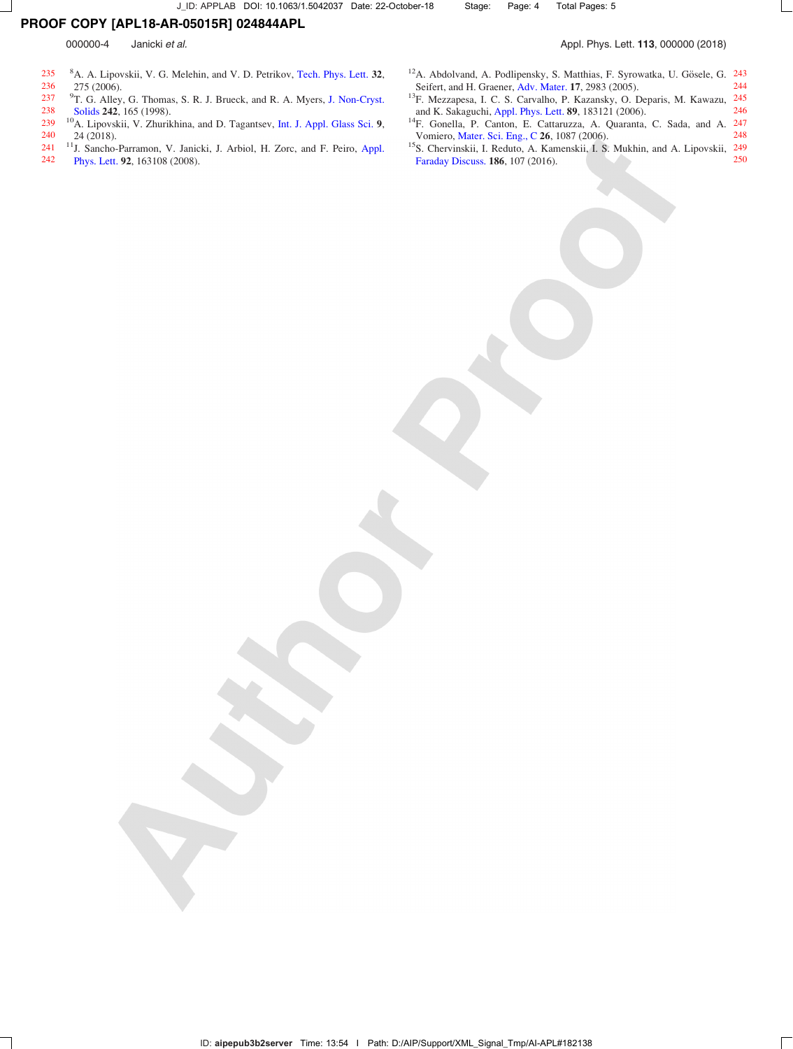[8]A. A. Lipovskii, V. G. Melehin, and V. D. Petrikov, Tech. Phys. Lett. **32**, 275 (2006).

[9]T. G. Alley, G. Thomas, S. R. J. Brueck, and R. A. Myers, J. Non-Cryst. Solids **242**, 165 (1998).

[10]A. Lipovskii, V. Zhurikhina, and D. Tagantsev, Int. J. Appl. Glass Sci. **9**, 24 (2018).

[11]J. Sancho-Parramon, V. Janicki, J. Arbiol, H. Zorc, and F. Peiro, Appl. Phys. Lett. **92**, 163108 (2008).

[12]A. Abdolvand, A. Podlipensky, S. Matthias, F. Syrowatka, U. Gösele, G. Seifert, and H. Graener, Adv. Mater. **17**, 2983 (2005).

[13]F. Mezzapesa, I. C. S. Carvalho, P. Kazansky, O. Deparis, M. Kawazu, and K. Sakaguchi, Appl. Phys. Lett. **89**, 183121 (2006).

[14]F. Gonella, P. Canton, E. Cattaruzza, A. Quaranta, C. Sada, and A. Vomiero, Mater. Sci. Eng., C **26**, 1087 (2006).

[15]S. Chervinskii, I. Reduto, A. Kamenskii, I. S. Mukhin, and A. Lipovskii, Faraday Discuss. **186**, 107 (2016).